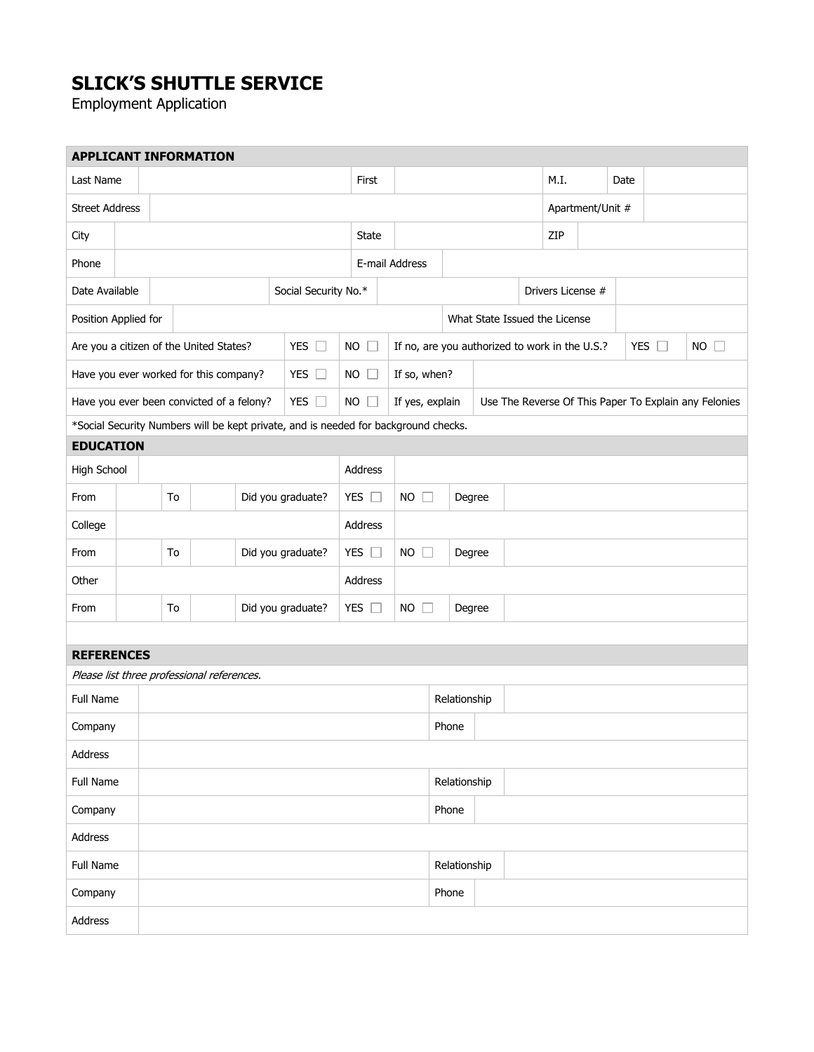# SLICK'S SHUTTLE SERVICE

Employment Application

## APPLICANT INFORMATION

| | | | | | | | |
|---|---|---|---|---|---|---|---|
| Last Name | | First | | M.I. | | Date | |
| Street Address | | | | Apartment/Unit # | | | |
| City | | State | | ZIP | | | |
| Phone | | E-mail Address | | | | | |
| Date Available | | Social Security No.* | | Drivers License # | | | |
| Position Applied for | | What State Issued the License | | | | | |

| | | | | | |
|---|---|---|---|---|---|
| Are you a citizen of the United States? | YES ☐ | NO ☐ | If no, are you authorized to work in the U.S.? | YES ☐ | NO ☐ |
| Have you ever worked for this company? | YES ☐ | NO ☐ | If so, when? | | |
| Have you ever been convicted of a felony? | YES ☐ | NO ☐ | If yes, explain | Use The Reverse Of This Paper To Explain any Felonies | |

*Social Security Numbers will be kept private, and is needed for background checks.

## EDUCATION

| | | | | | | | | |
|---|---|---|---|---|---|---|---|---|
| High School | | | | Address | | | | |
| From | | To | | Did you graduate? | YES ☐ | NO ☐ | Degree | |
| College | | | | Address | | | | |
| From | | To | | Did you graduate? | YES ☐ | NO ☐ | Degree | |
| Other | | | | Address | | | | |
| From | | To | | Did you graduate? | YES ☐ | NO ☐ | Degree | |

## REFERENCES

*Please list three professional references.*

| | | | |
|---|---|---|---|
| Full Name | | Relationship | |
| Company | | Phone | |
| Address | | | |
| Full Name | | Relationship | |
| Company | | Phone | |
| Address | | | |
| Full Name | | Relationship | |
| Company | | Phone | |
| Address | | | |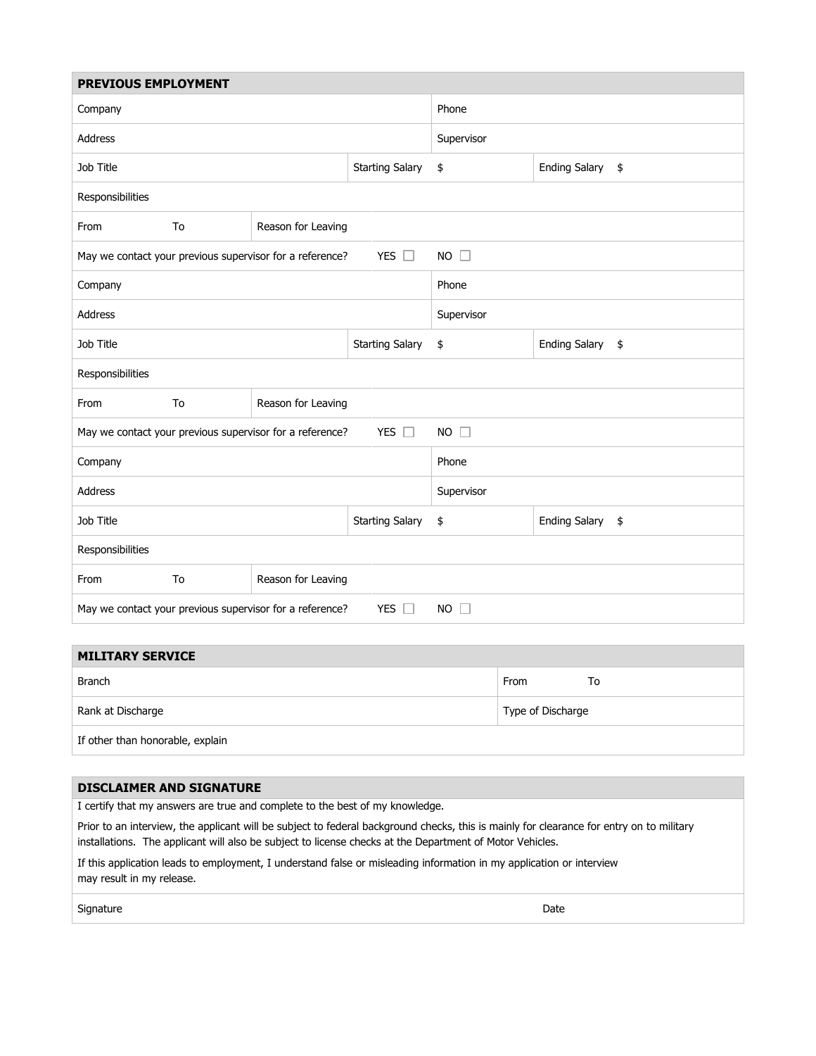## PREVIOUS EMPLOYMENT

| | | | | |
|---|---|---|---|---|
| Company | | | Phone | |
| Address | | | Supervisor | |
| Job Title | | Starting Salary | $ | Ending Salary $ |
| Responsibilities | | | | |
| From To | Reason for Leaving | | | |
| May we contact your previous supervisor for a reference? | | YES ☐ | NO ☐ | |
| Company | | | Phone | |
| Address | | | Supervisor | |
| Job Title | | Starting Salary | $ | Ending Salary $ |
| Responsibilities | | | | |
| From To | Reason for Leaving | | | |
| May we contact your previous supervisor for a reference? | | YES ☐ | NO ☐ | |
| Company | | | Phone | |
| Address | | | Supervisor | |
| Job Title | | Starting Salary | $ | Ending Salary $ |
| Responsibilities | | | | |
| From To | Reason for Leaving | | | |
| May we contact your previous supervisor for a reference? | | YES ☐ | NO ☐ | |

## MILITARY SERVICE

| | |
|---|---|
| Branch | From To |
| Rank at Discharge | Type of Discharge |
| If other than honorable, explain | |

## DISCLAIMER AND SIGNATURE

I certify that my answers are true and complete to the best of my knowledge.

Prior to an interview, the applicant will be subject to federal background checks, this is mainly for clearance for entry on to military installations. The applicant will also be subject to license checks at the Department of Motor Vehicles.

If this application leads to employment, I understand false or misleading information in my application or interview may result in my release.

| | |
|---|---|
| Signature | Date |